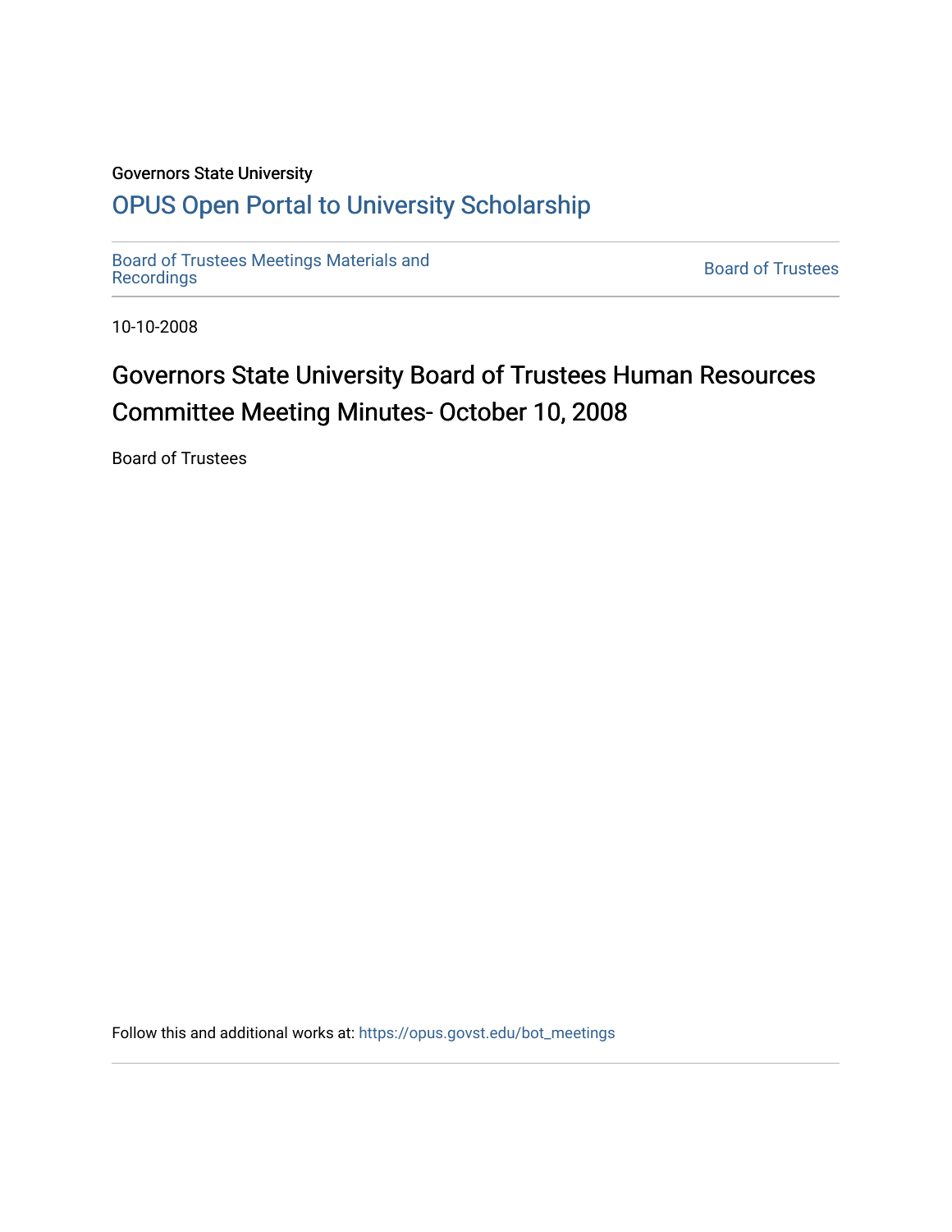Governors State University

# OPUS Open Portal to University Scholarship

Board of Trustees Meetings Materials and Recordings

Board of Trustees

10-10-2008

## Governors State University Board of Trustees Human Resources Committee Meeting Minutes- October 10, 2008

Board of Trustees

Follow this and additional works at: https://opus.govst.edu/bot_meetings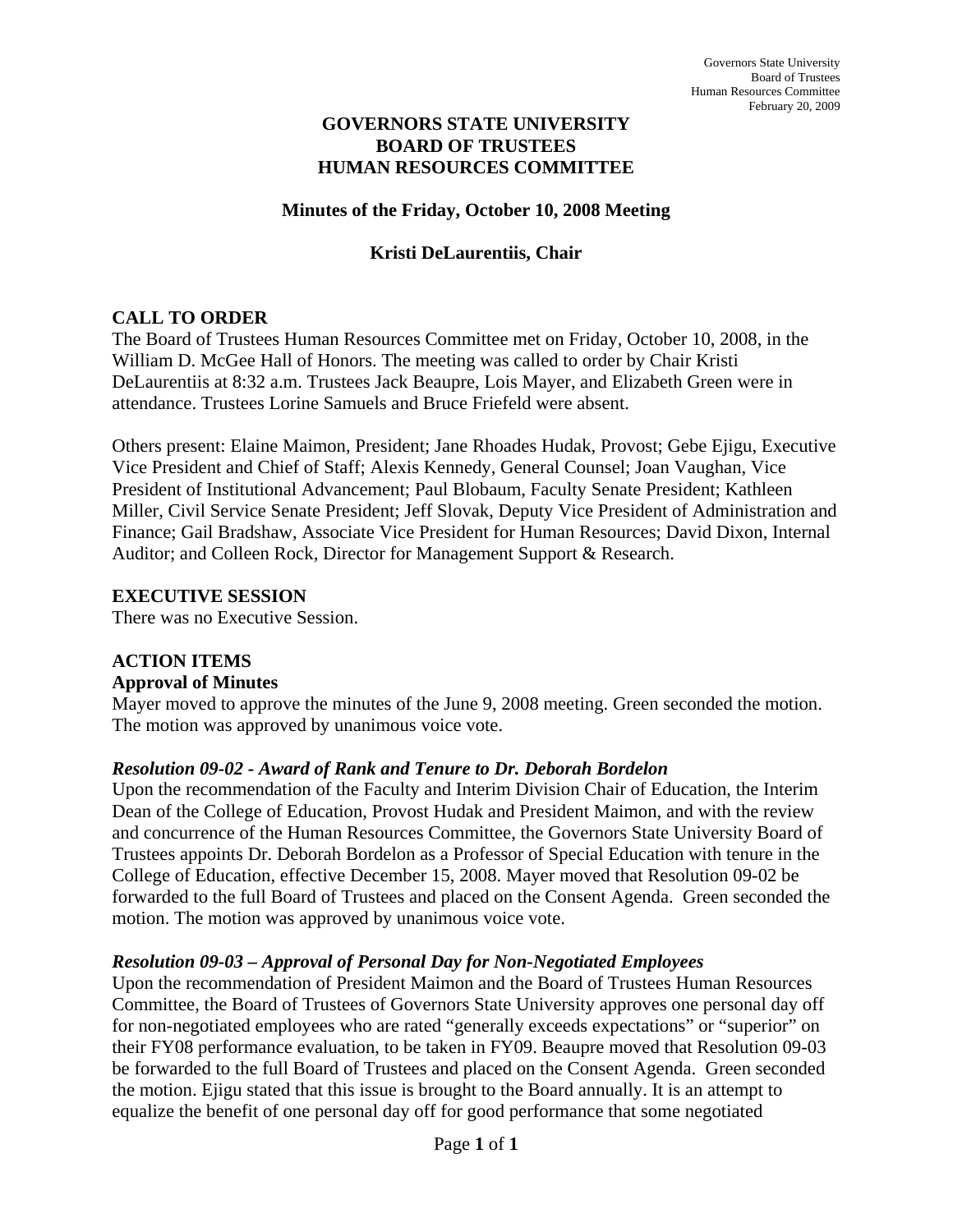# GOVERNORS STATE UNIVERSITY
# BOARD OF TRUSTEES
# HUMAN RESOURCES COMMITTEE

## Minutes of the Friday, October 10, 2008 Meeting

## Kristi DeLaurentiis, Chair

### CALL TO ORDER

The Board of Trustees Human Resources Committee met on Friday, October 10, 2008, in the William D. McGee Hall of Honors. The meeting was called to order by Chair Kristi DeLaurentiis at 8:32 a.m. Trustees Jack Beaupre, Lois Mayer, and Elizabeth Green were in attendance. Trustees Lorine Samuels and Bruce Friefeld were absent.

Others present: Elaine Maimon, President; Jane Rhoades Hudak, Provost; Gebe Ejigu, Executive Vice President and Chief of Staff; Alexis Kennedy, General Counsel; Joan Vaughan, Vice President of Institutional Advancement; Paul Blobaum, Faculty Senate President; Kathleen Miller, Civil Service Senate President; Jeff Slovak, Deputy Vice President of Administration and Finance; Gail Bradshaw, Associate Vice President for Human Resources; David Dixon, Internal Auditor; and Colleen Rock, Director for Management Support & Research.

### EXECUTIVE SESSION

There was no Executive Session.

### ACTION ITEMS

**Approval of Minutes**

Mayer moved to approve the minutes of the June 9, 2008 meeting. Green seconded the motion. The motion was approved by unanimous voice vote.

***Resolution 09-02 - Award of Rank and Tenure to Dr. Deborah Bordelon***

Upon the recommendation of the Faculty and Interim Division Chair of Education, the Interim Dean of the College of Education, Provost Hudak and President Maimon, and with the review and concurrence of the Human Resources Committee, the Governors State University Board of Trustees appoints Dr. Deborah Bordelon as a Professor of Special Education with tenure in the College of Education, effective December 15, 2008. Mayer moved that Resolution 09-02 be forwarded to the full Board of Trustees and placed on the Consent Agenda. Green seconded the motion. The motion was approved by unanimous voice vote.

***Resolution 09-03 – Approval of Personal Day for Non-Negotiated Employees***

Upon the recommendation of President Maimon and the Board of Trustees Human Resources Committee, the Board of Trustees of Governors State University approves one personal day off for non-negotiated employees who are rated "generally exceeds expectations" or "superior" on their FY08 performance evaluation, to be taken in FY09. Beaupre moved that Resolution 09-03 be forwarded to the full Board of Trustees and placed on the Consent Agenda. Green seconded the motion. Ejigu stated that this issue is brought to the Board annually. It is an attempt to equalize the benefit of one personal day off for good performance that some negotiated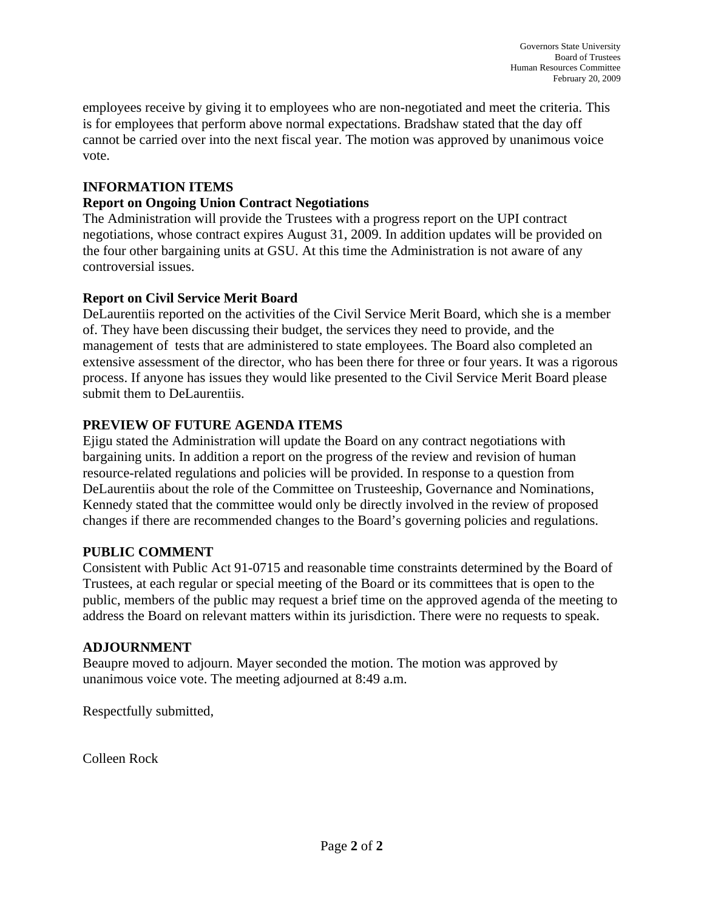employees receive by giving it to employees who are non-negotiated and meet the criteria. This is for employees that perform above normal expectations. Bradshaw stated that the day off cannot be carried over into the next fiscal year. The motion was approved by unanimous voice vote.

## INFORMATION ITEMS

### Report on Ongoing Union Contract Negotiations

The Administration will provide the Trustees with a progress report on the UPI contract negotiations, whose contract expires August 31, 2009. In addition updates will be provided on the four other bargaining units at GSU. At this time the Administration is not aware of any controversial issues.

### Report on Civil Service Merit Board

DeLaurentiis reported on the activities of the Civil Service Merit Board, which she is a member of. They have been discussing their budget, the services they need to provide, and the management of tests that are administered to state employees. The Board also completed an extensive assessment of the director, who has been there for three or four years. It was a rigorous process. If anyone has issues they would like presented to the Civil Service Merit Board please submit them to DeLaurentiis.

## PREVIEW OF FUTURE AGENDA ITEMS

Ejigu stated the Administration will update the Board on any contract negotiations with bargaining units. In addition a report on the progress of the review and revision of human resource-related regulations and policies will be provided. In response to a question from DeLaurentiis about the role of the Committee on Trusteeship, Governance and Nominations, Kennedy stated that the committee would only be directly involved in the review of proposed changes if there are recommended changes to the Board's governing policies and regulations.

## PUBLIC COMMENT

Consistent with Public Act 91-0715 and reasonable time constraints determined by the Board of Trustees, at each regular or special meeting of the Board or its committees that is open to the public, members of the public may request a brief time on the approved agenda of the meeting to address the Board on relevant matters within its jurisdiction. There were no requests to speak.

## ADJOURNMENT

Beaupre moved to adjourn. Mayer seconded the motion. The motion was approved by unanimous voice vote. The meeting adjourned at 8:49 a.m.

Respectfully submitted,

Colleen Rock